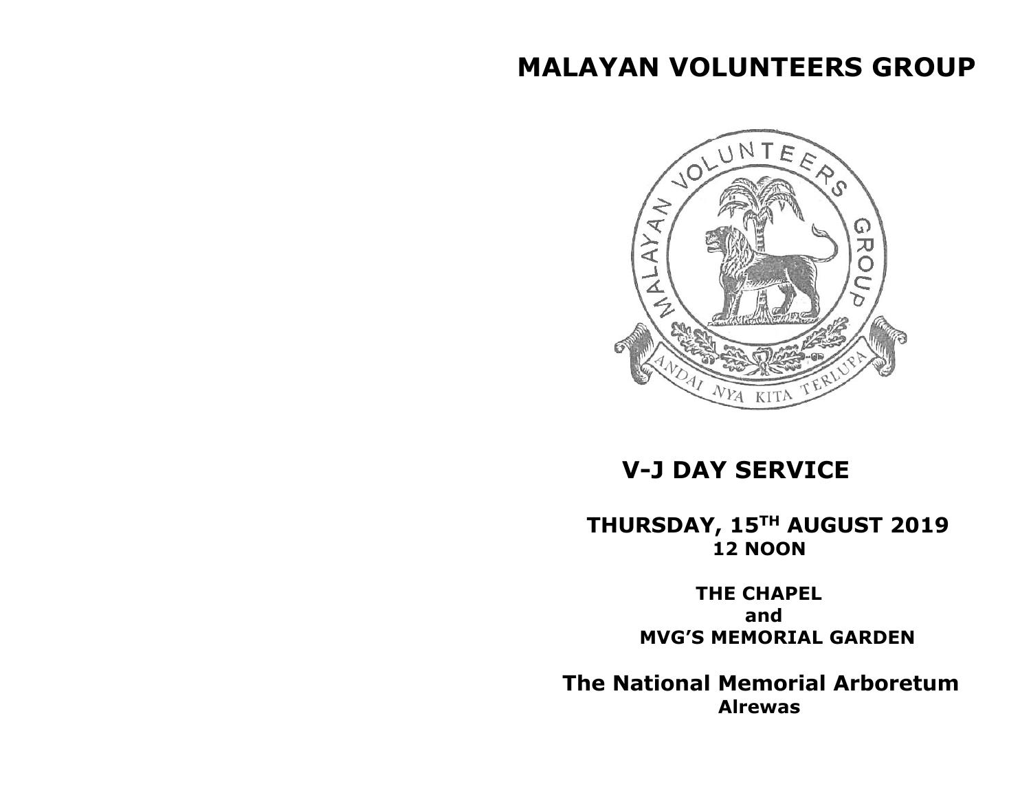# MALAYAN VOLUNTEERS GROUP

## V-J DAY SERVICE

**THURSDAY, 15TH AUGUST 2019**
**12 NOON**

**THE CHAPEL**
**and**
**MVG'S MEMORIAL GARDEN**

## The National Memorial Arboretum
**Alrewas**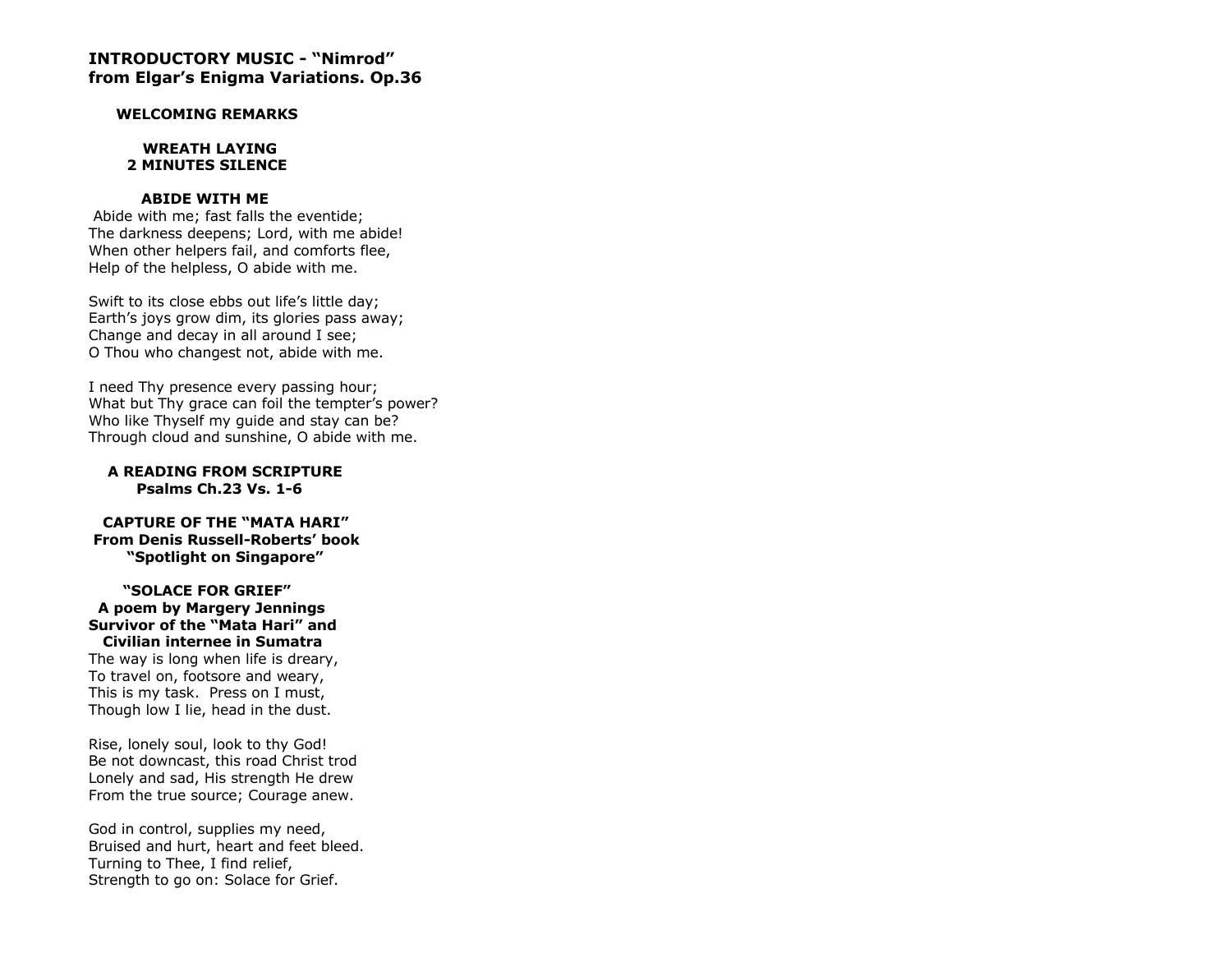**INTRODUCTORY MUSIC - "Nimrod"**
**from Elgar's Enigma Variations. Op.36**

**WELCOMING REMARKS**

**WREATH LAYING**
**2 MINUTES SILENCE**

**ABIDE WITH ME**

Abide with me; fast falls the eventide;
The darkness deepens; Lord, with me abide!
When other helpers fail, and comforts flee,
Help of the helpless, O abide with me.

Swift to its close ebbs out life's little day;
Earth's joys grow dim, its glories pass away;
Change and decay in all around I see;
O Thou who changest not, abide with me.

I need Thy presence every passing hour;
What but Thy grace can foil the tempter's power?
Who like Thyself my guide and stay can be?
Through cloud and sunshine, O abide with me.

**A READING FROM SCRIPTURE**
**Psalms Ch.23 Vs. 1-6**

**CAPTURE OF THE "MATA HARI"**
**From Denis Russell-Roberts' book**
**"Spotlight on Singapore"**

**"SOLACE FOR GRIEF"**
**A poem by Margery Jennings**
**Survivor of the "Mata Hari" and**
**Civilian internee in Sumatra**

The way is long when life is dreary,
To travel on, footsore and weary,
This is my task. Press on I must,
Though low I lie, head in the dust.

Rise, lonely soul, look to thy God!
Be not downcast, this road Christ trod
Lonely and sad, His strength He drew
From the true source; Courage anew.

God in control, supplies my need,
Bruised and hurt, heart and feet bleed.
Turning to Thee, I find relief,
Strength to go on: Solace for Grief.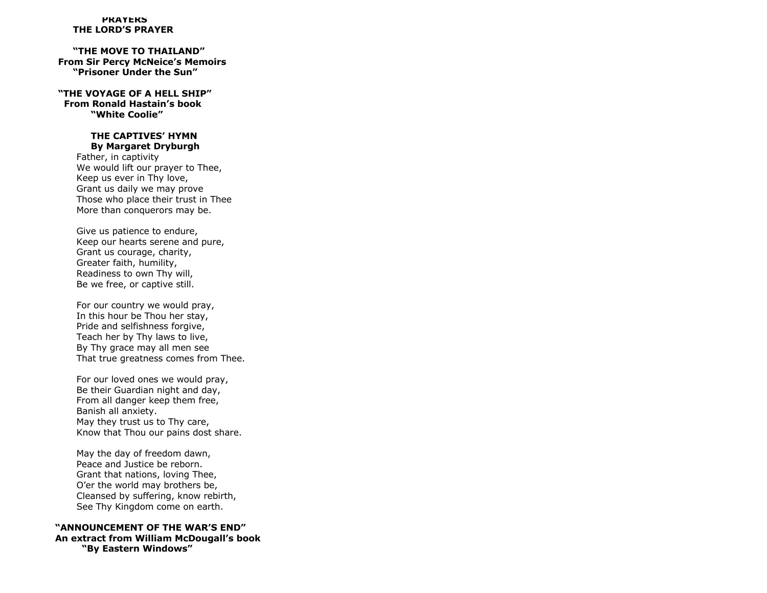**PRAYERS**
**THE LORD'S PRAYER**

**"THE MOVE TO THAILAND"**
**From Sir Percy McNeice's Memoirs**
**"Prisoner Under the Sun"**

**"THE VOYAGE OF A HELL SHIP"**
**From Ronald Hastain's book**
**"White Coolie"**

**THE CAPTIVES' HYMN**
**By Margaret Dryburgh**

Father, in captivity
We would lift our prayer to Thee,
Keep us ever in Thy love,
Grant us daily we may prove
Those who place their trust in Thee
More than conquerors may be.

Give us patience to endure,
Keep our hearts serene and pure,
Grant us courage, charity,
Greater faith, humility,
Readiness to own Thy will,
Be we free, or captive still.

For our country we would pray,
In this hour be Thou her stay,
Pride and selfishness forgive,
Teach her by Thy laws to live,
By Thy grace may all men see
That true greatness comes from Thee.

For our loved ones we would pray,
Be their Guardian night and day,
From all danger keep them free,
Banish all anxiety.
May they trust us to Thy care,
Know that Thou our pains dost share.

May the day of freedom dawn,
Peace and Justice be reborn.
Grant that nations, loving Thee,
O'er the world may brothers be,
Cleansed by suffering, know rebirth,
See Thy Kingdom come on earth.

**"ANNOUNCEMENT OF THE WAR'S END"**
**An extract from William McDougall's book**
**"By Eastern Windows"**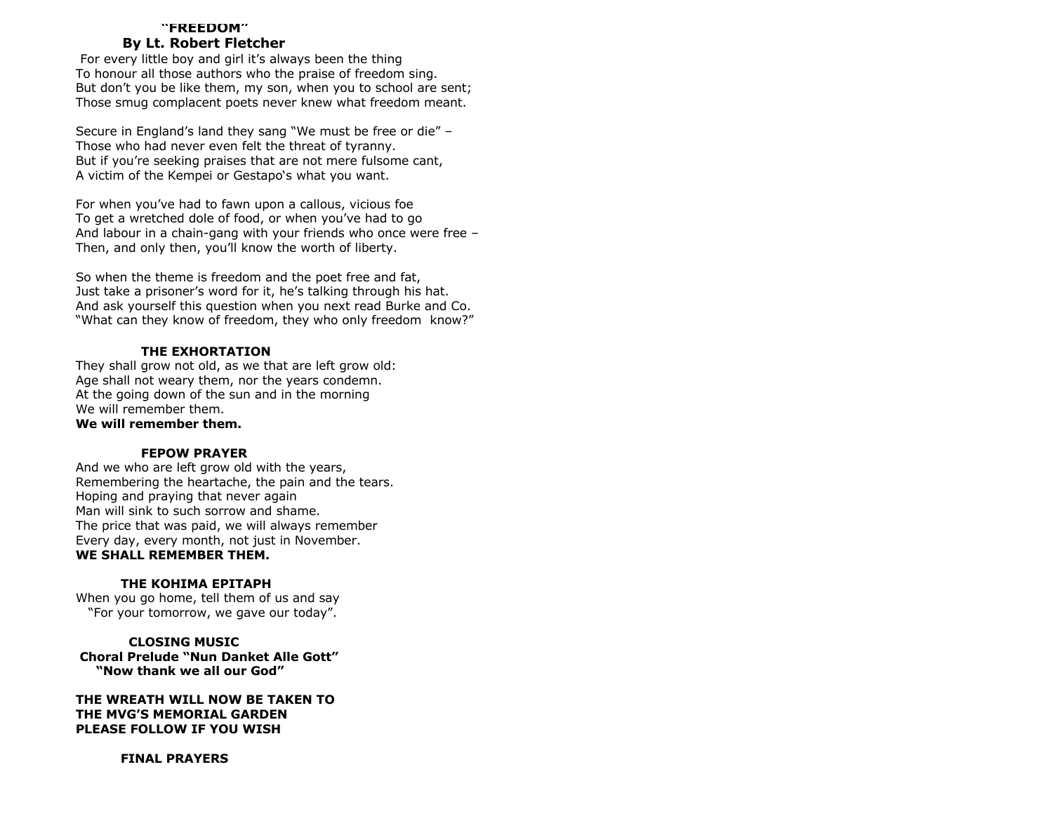**"FREEDOM"**

**By Lt. Robert Fletcher**

For every little boy and girl it's always been the thing
To honour all those authors who the praise of freedom sing.
But don't you be like them, my son, when you to school are sent;
Those smug complacent poets never knew what freedom meant.

Secure in England's land they sang "We must be free or die" –
Those who had never even felt the threat of tyranny.
But if you're seeking praises that are not mere fulsome cant,
A victim of the Kempei or Gestapo's what you want.

For when you've had to fawn upon a callous, vicious foe
To get a wretched dole of food, or when you've had to go
And labour in a chain-gang with your friends who once were free –
Then, and only then, you'll know the worth of liberty.

So when the theme is freedom and the poet free and fat,
Just take a prisoner's word for it, he's talking through his hat.
And ask yourself this question when you next read Burke and Co.
"What can they know of freedom, they who only freedom know?"

**THE EXHORTATION**

They shall grow not old, as we that are left grow old:
Age shall not weary them, nor the years condemn.
At the going down of the sun and in the morning
We will remember them.
**We will remember them.**

**FEPOW PRAYER**

And we who are left grow old with the years,
Remembering the heartache, the pain and the tears.
Hoping and praying that never again
Man will sink to such sorrow and shame.
The price that was paid, we will always remember
Every day, every month, not just in November.
**WE SHALL REMEMBER THEM.**

**THE KOHIMA EPITAPH**

When you go home, tell them of us and say
"For your tomorrow, we gave our today".

**CLOSING MUSIC**

**Choral Prelude "Nun Danket Alle Gott"**
**"Now thank we all our God"**

**THE WREATH WILL NOW BE TAKEN TO THE MVG'S MEMORIAL GARDEN PLEASE FOLLOW IF YOU WISH**

**FINAL PRAYERS**